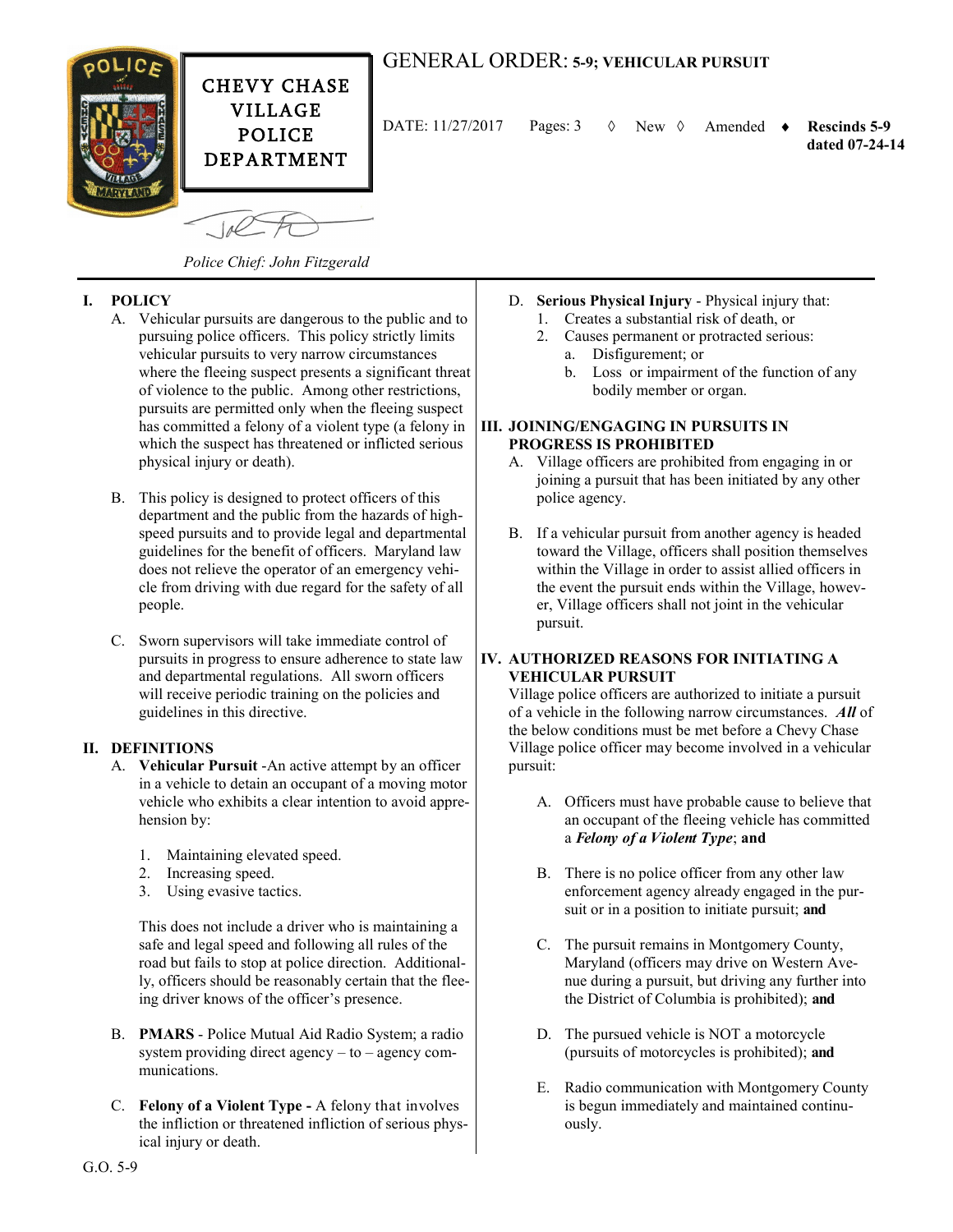CHEVY CHASE VILLAGE POLICE DEPARTMENT

Police Chief: John Fitzgerald

# GENERAL ORDER: 5-9; VEHICULAR PURSUIT

DATE: 11/27/2017 Pages: 3 ◊ New ◊ Amended ♦ **Rescinds 5-9 dated 07-24-14**

## I. POLICY

A. Vehicular pursuits are dangerous to the public and to pursuing police officers. This policy strictly limits vehicular pursuits to very narrow circumstances where the fleeing suspect presents a significant threat of violence to the public. Among other restrictions, pursuits are permitted only when the fleeing suspect has committed a felony of a violent type (a felony in which the suspect has threatened or inflicted serious physical injury or death).

B. This policy is designed to protect officers of this department and the public from the hazards of high-speed pursuits and to provide legal and departmental guidelines for the benefit of officers. Maryland law does not relieve the operator of an emergency vehicle from driving with due regard for the safety of all people.

C. Sworn supervisors will take immediate control of pursuits in progress to ensure adherence to state law and departmental regulations. All sworn officers will receive periodic training on the policies and guidelines in this directive.

## II. DEFINITIONS

A. **Vehicular Pursuit** -An active attempt by an officer in a vehicle to detain an occupant of a moving motor vehicle who exhibits a clear intention to avoid apprehension by:

1. Maintaining elevated speed.
2. Increasing speed.
3. Using evasive tactics.

This does not include a driver who is maintaining a safe and legal speed and following all rules of the road but fails to stop at police direction. Additionally, officers should be reasonably certain that the fleeing driver knows of the officer's presence.

B. **PMARS** - Police Mutual Aid Radio System; a radio system providing direct agency – to – agency communications.

C. **Felony of a Violent Type -** A felony that involves the infliction or threatened infliction of serious physical injury or death.

D. **Serious Physical Injury** - Physical injury that:

1. Creates a substantial risk of death, or
2. Causes permanent or protracted serious:
   a. Disfigurement; or
   b. Loss or impairment of the function of any bodily member or organ.

## III. JOINING/ENGAGING IN PURSUITS IN PROGRESS IS PROHIBITED

A. Village officers are prohibited from engaging in or joining a pursuit that has been initiated by any other police agency.

B. If a vehicular pursuit from another agency is headed toward the Village, officers shall position themselves within the Village in order to assist allied officers in the event the pursuit ends within the Village, however, Village officers shall not joint in the vehicular pursuit.

## IV. AUTHORIZED REASONS FOR INITIATING A VEHICULAR PURSUIT

Village police officers are authorized to initiate a pursuit of a vehicle in the following narrow circumstances. ***All*** of the below conditions must be met before a Chevy Chase Village police officer may become involved in a vehicular pursuit:

A. Officers must have probable cause to believe that an occupant of the fleeing vehicle has committed a ***Felony of a Violent Type***; **and**

B. There is no police officer from any other law enforcement agency already engaged in the pursuit or in a position to initiate pursuit; **and**

C. The pursuit remains in Montgomery County, Maryland (officers may drive on Western Avenue during a pursuit, but driving any further into the District of Columbia is prohibited); **and**

D. The pursued vehicle is NOT a motorcycle (pursuits of motorcycles is prohibited); **and**

E. Radio communication with Montgomery County is begun immediately and maintained continuously.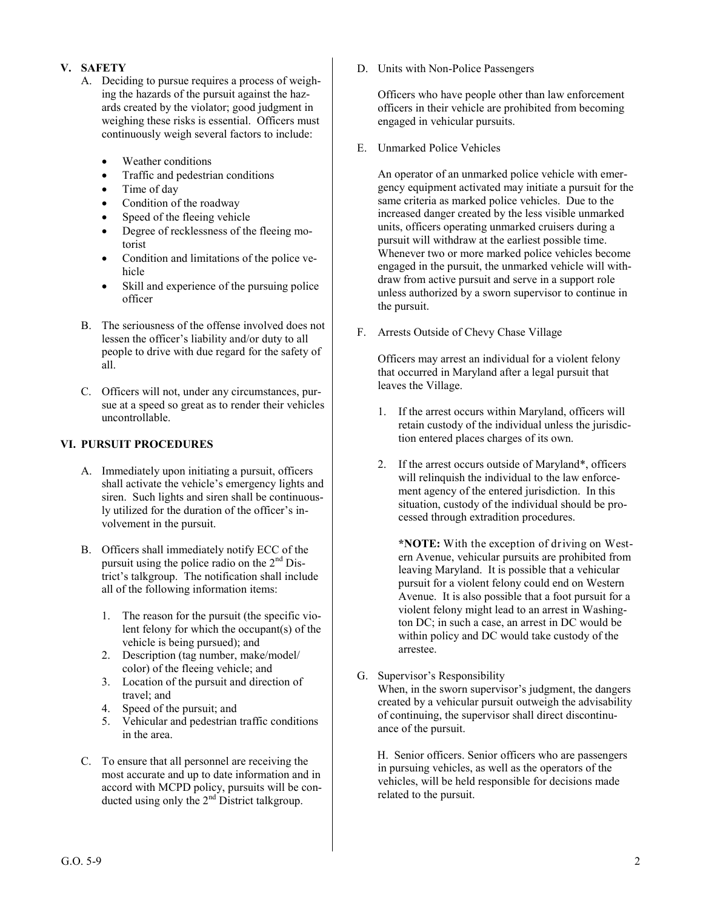## V. SAFETY

A. Deciding to pursue requires a process of weighing the hazards of the pursuit against the hazards created by the violator; good judgment in weighing these risks is essential. Officers must continuously weigh several factors to include:

- Weather conditions
- Traffic and pedestrian conditions
- Time of day
- Condition of the roadway
- Speed of the fleeing vehicle
- Degree of recklessness of the fleeing motorist
- Condition and limitations of the police vehicle
- Skill and experience of the pursuing police officer

B. The seriousness of the offense involved does not lessen the officer's liability and/or duty to all people to drive with due regard for the safety of all.

C. Officers will not, under any circumstances, pursue at a speed so great as to render their vehicles uncontrollable.

## VI. PURSUIT PROCEDURES

A. Immediately upon initiating a pursuit, officers shall activate the vehicle's emergency lights and siren. Such lights and siren shall be continuously utilized for the duration of the officer's involvement in the pursuit.

B. Officers shall immediately notify ECC of the pursuit using the police radio on the 2nd District's talkgroup. The notification shall include all of the following information items:

1. The reason for the pursuit (the specific violent felony for which the occupant(s) of the vehicle is being pursued); and
2. Description (tag number, make/model/ color) of the fleeing vehicle; and
3. Location of the pursuit and direction of travel; and
4. Speed of the pursuit; and
5. Vehicular and pedestrian traffic conditions in the area.

C. To ensure that all personnel are receiving the most accurate and up to date information and in accord with MCPD policy, pursuits will be conducted using only the 2nd District talkgroup.

D. Units with Non-Police Passengers

Officers who have people other than law enforcement officers in their vehicle are prohibited from becoming engaged in vehicular pursuits.

E. Unmarked Police Vehicles

An operator of an unmarked police vehicle with emergency equipment activated may initiate a pursuit for the same criteria as marked police vehicles. Due to the increased danger created by the less visible unmarked units, officers operating unmarked cruisers during a pursuit will withdraw at the earliest possible time. Whenever two or more marked police vehicles become engaged in the pursuit, the unmarked vehicle will withdraw from active pursuit and serve in a support role unless authorized by a sworn supervisor to continue in the pursuit.

F. Arrests Outside of Chevy Chase Village

Officers may arrest an individual for a violent felony that occurred in Maryland after a legal pursuit that leaves the Village.

1. If the arrest occurs within Maryland, officers will retain custody of the individual unless the jurisdiction entered places charges of its own.
2. If the arrest occurs outside of Maryland*, officers will relinquish the individual to the law enforcement agency of the entered jurisdiction. In this situation, custody of the individual should be processed through extradition procedures.

**\*NOTE:** With the exception of driving on Western Avenue, vehicular pursuits are prohibited from leaving Maryland. It is possible that a vehicular pursuit for a violent felony could end on Western Avenue. It is also possible that a foot pursuit for a violent felony might lead to an arrest in Washington DC; in such a case, an arrest in DC would be within policy and DC would take custody of the arrestee.

G. Supervisor's Responsibility

When, in the sworn supervisor's judgment, the dangers created by a vehicular pursuit outweigh the advisability of continuing, the supervisor shall direct discontinuance of the pursuit.

H. Senior officers. Senior officers who are passengers in pursuing vehicles, as well as the operators of the vehicles, will be held responsible for decisions made related to the pursuit.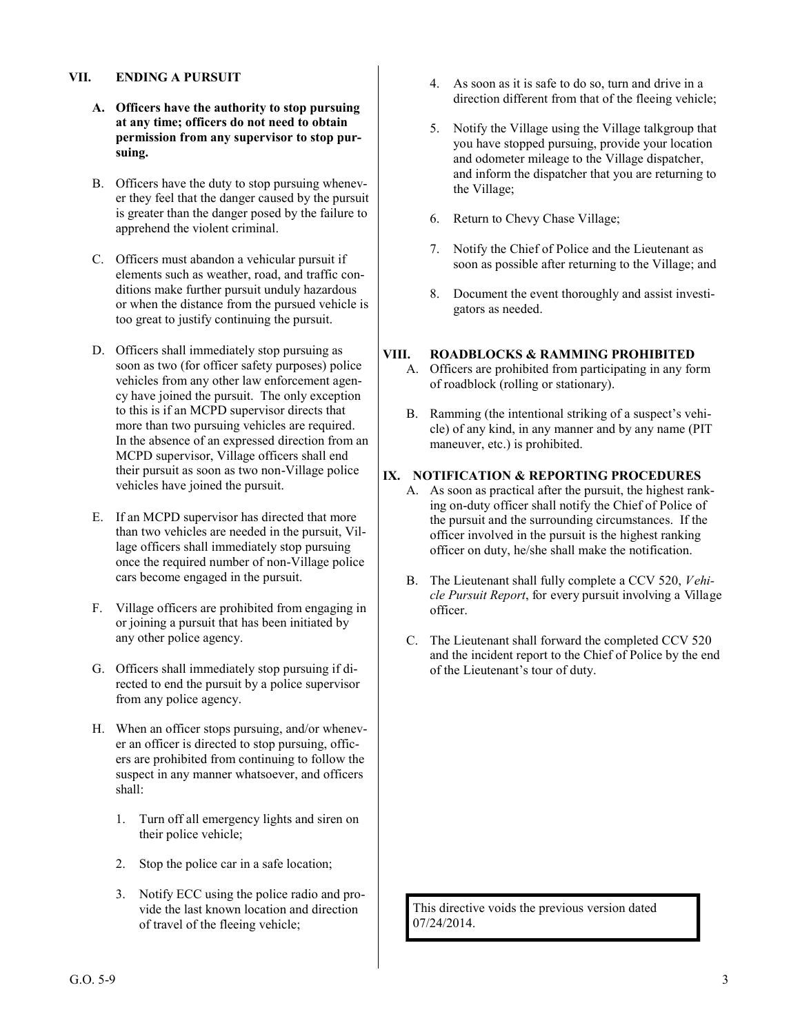## VII. ENDING A PURSUIT

**A. Officers have the authority to stop pursuing at any time; officers do not need to obtain permission from any supervisor to stop pursuing.**

B. Officers have the duty to stop pursuing whenever they feel that the danger caused by the pursuit is greater than the danger posed by the failure to apprehend the violent criminal.

C. Officers must abandon a vehicular pursuit if elements such as weather, road, and traffic conditions make further pursuit unduly hazardous or when the distance from the pursued vehicle is too great to justify continuing the pursuit.

D. Officers shall immediately stop pursuing as soon as two (for officer safety purposes) police vehicles from any other law enforcement agency have joined the pursuit. The only exception to this is if an MCPD supervisor directs that more than two pursuing vehicles are required. In the absence of an expressed direction from an MCPD supervisor, Village officers shall end their pursuit as soon as two non-Village police vehicles have joined the pursuit.

E. If an MCPD supervisor has directed that more than two vehicles are needed in the pursuit, Village officers shall immediately stop pursuing once the required number of non-Village police cars become engaged in the pursuit.

F. Village officers are prohibited from engaging in or joining a pursuit that has been initiated by any other police agency.

G. Officers shall immediately stop pursuing if directed to end the pursuit by a police supervisor from any police agency.

H. When an officer stops pursuing, and/or whenever an officer is directed to stop pursuing, officers are prohibited from continuing to follow the suspect in any manner whatsoever, and officers shall:

1. Turn off all emergency lights and siren on their police vehicle;
2. Stop the police car in a safe location;
3. Notify ECC using the police radio and provide the last known location and direction of travel of the fleeing vehicle;
4. As soon as it is safe to do so, turn and drive in a direction different from that of the fleeing vehicle;
5. Notify the Village using the Village talkgroup that you have stopped pursuing, provide your location and odometer mileage to the Village dispatcher, and inform the dispatcher that you are returning to the Village;
6. Return to Chevy Chase Village;
7. Notify the Chief of Police and the Lieutenant as soon as possible after returning to the Village; and
8. Document the event thoroughly and assist investigators as needed.

## VIII. ROADBLOCKS & RAMMING PROHIBITED

A. Officers are prohibited from participating in any form of roadblock (rolling or stationary).

B. Ramming (the intentional striking of a suspect's vehicle) of any kind, in any manner and by any name (PIT maneuver, etc.) is prohibited.

## IX. NOTIFICATION & REPORTING PROCEDURES

A. As soon as practical after the pursuit, the highest ranking on-duty officer shall notify the Chief of Police of the pursuit and the surrounding circumstances. If the officer involved in the pursuit is the highest ranking officer on duty, he/she shall make the notification.

B. The Lieutenant shall fully complete a CCV 520, *Vehicle Pursuit Report*, for every pursuit involving a Village officer.

C. The Lieutenant shall forward the completed CCV 520 and the incident report to the Chief of Police by the end of the Lieutenant's tour of duty.

This directive voids the previous version dated 07/24/2014.